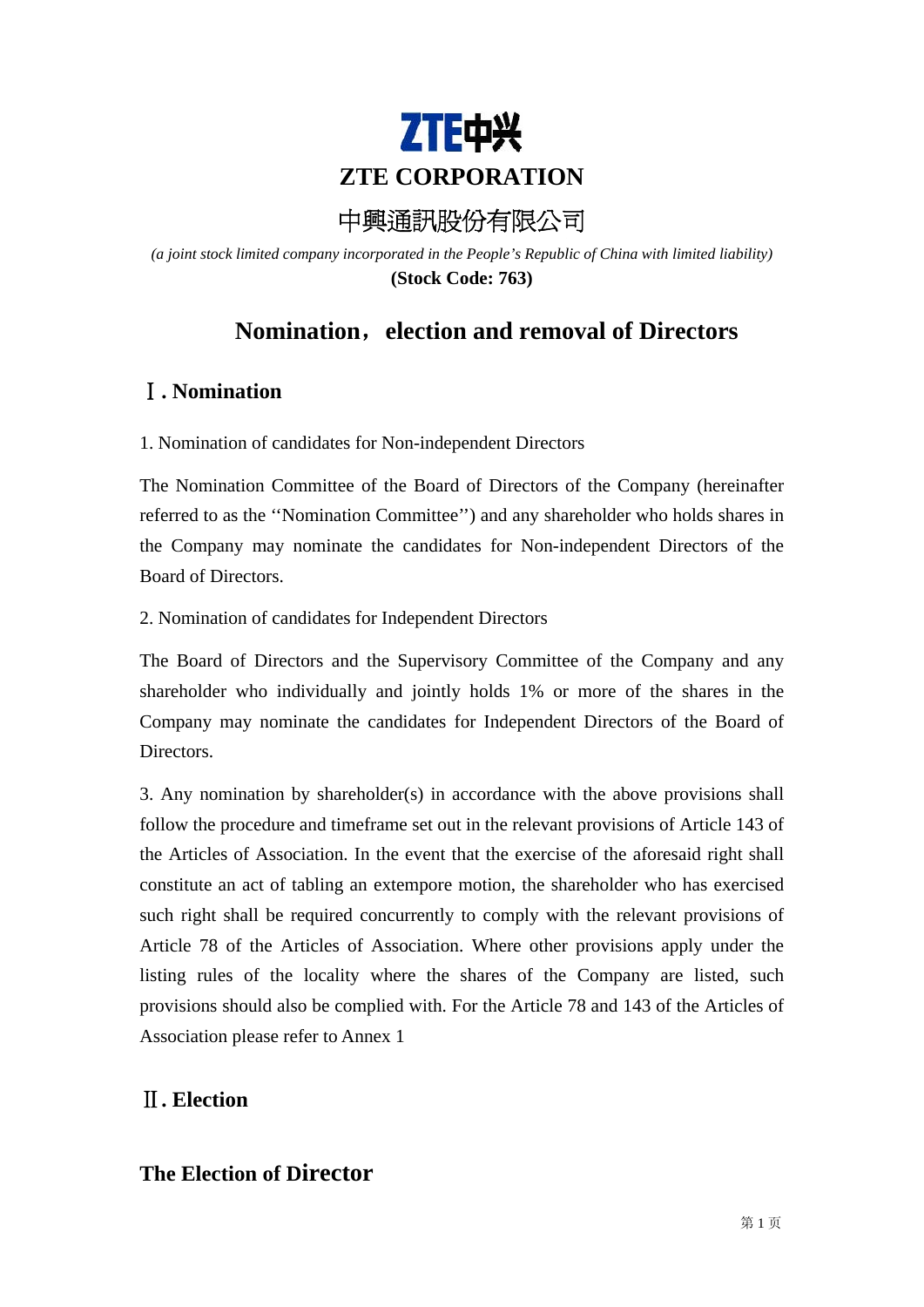# ZTE CORPORATION

# 中興通訊股份有限公司

*(a joint stock limited company incorporated in the People's Republic of China with limited liability)*

**(Stock Code: 763)**

## Nomination，election and removal of Directors

### Ⅰ. Nomination

1. Nomination of candidates for Non-independent Directors

The Nomination Committee of the Board of Directors of the Company (hereinafter referred to as the ''Nomination Committee'') and any shareholder who holds shares in the Company may nominate the candidates for Non-independent Directors of the Board of Directors.

2. Nomination of candidates for Independent Directors

The Board of Directors and the Supervisory Committee of the Company and any shareholder who individually and jointly holds 1% or more of the shares in the Company may nominate the candidates for Independent Directors of the Board of Directors.

3. Any nomination by shareholder(s) in accordance with the above provisions shall follow the procedure and timeframe set out in the relevant provisions of Article 143 of the Articles of Association. In the event that the exercise of the aforesaid right shall constitute an act of tabling an extempore motion, the shareholder who has exercised such right shall be required concurrently to comply with the relevant provisions of Article 78 of the Articles of Association. Where other provisions apply under the listing rules of the locality where the shares of the Company are listed, such provisions should also be complied with. For the Article 78 and 143 of the Articles of Association please refer to Annex 1

### Ⅱ. Election

### The Election of Director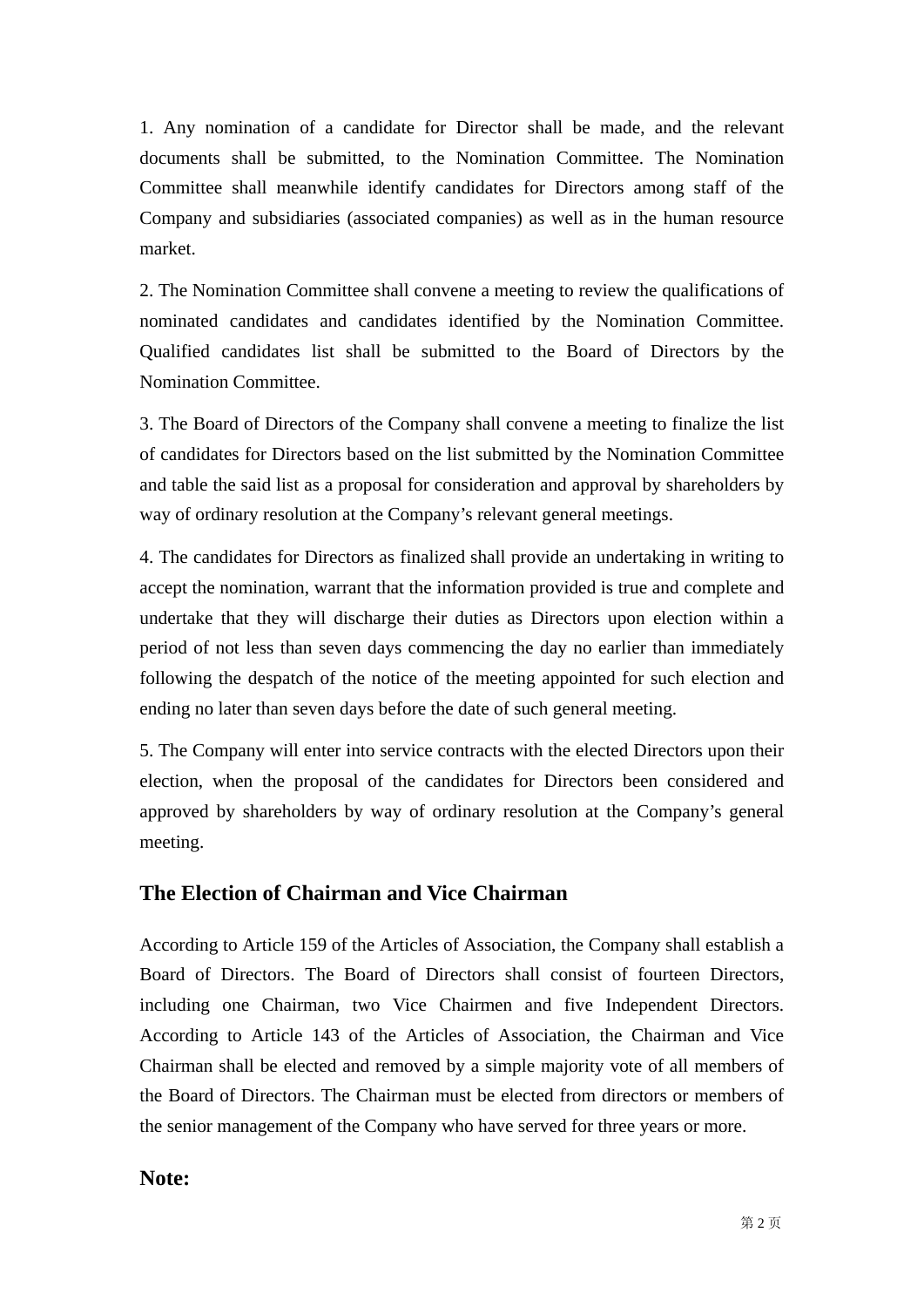1. Any nomination of a candidate for Director shall be made, and the relevant documents shall be submitted, to the Nomination Committee. The Nomination Committee shall meanwhile identify candidates for Directors among staff of the Company and subsidiaries (associated companies) as well as in the human resource market.

2. The Nomination Committee shall convene a meeting to review the qualifications of nominated candidates and candidates identified by the Nomination Committee. Qualified candidates list shall be submitted to the Board of Directors by the Nomination Committee.

3. The Board of Directors of the Company shall convene a meeting to finalize the list of candidates for Directors based on the list submitted by the Nomination Committee and table the said list as a proposal for consideration and approval by shareholders by way of ordinary resolution at the Company's relevant general meetings.

4. The candidates for Directors as finalized shall provide an undertaking in writing to accept the nomination, warrant that the information provided is true and complete and undertake that they will discharge their duties as Directors upon election within a period of not less than seven days commencing the day no earlier than immediately following the despatch of the notice of the meeting appointed for such election and ending no later than seven days before the date of such general meeting.

5. The Company will enter into service contracts with the elected Directors upon their election, when the proposal of the candidates for Directors been considered and approved by shareholders by way of ordinary resolution at the Company's general meeting.

## The Election of Chairman and Vice Chairman

According to Article 159 of the Articles of Association, the Company shall establish a Board of Directors. The Board of Directors shall consist of fourteen Directors, including one Chairman, two Vice Chairmen and five Independent Directors. According to Article 143 of the Articles of Association, the Chairman and Vice Chairman shall be elected and removed by a simple majority vote of all members of the Board of Directors. The Chairman must be elected from directors or members of the senior management of the Company who have served for three years or more.

## Note: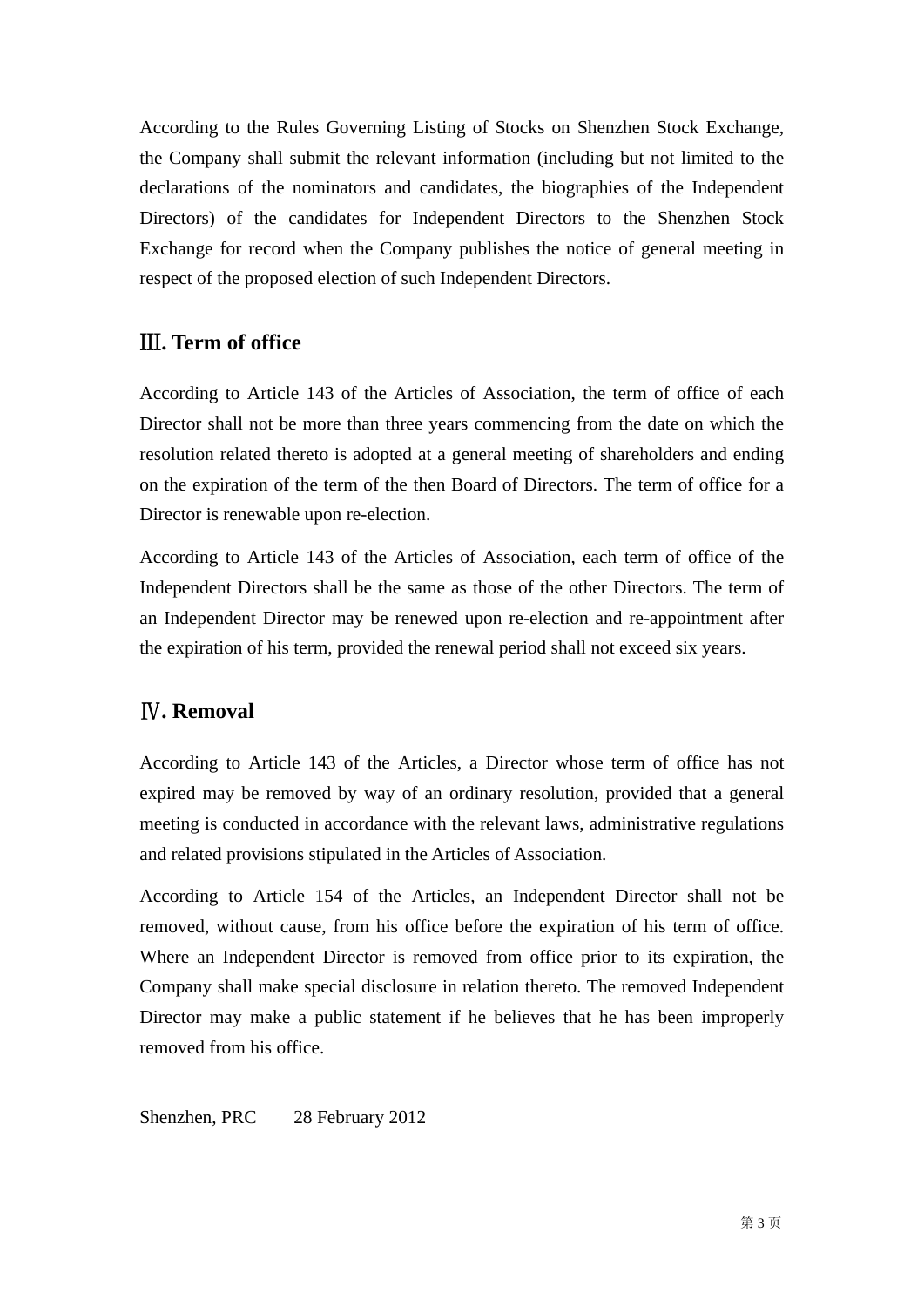According to the Rules Governing Listing of Stocks on Shenzhen Stock Exchange, the Company shall submit the relevant information (including but not limited to the declarations of the nominators and candidates, the biographies of the Independent Directors) of the candidates for Independent Directors to the Shenzhen Stock Exchange for record when the Company publishes the notice of general meeting in respect of the proposed election of such Independent Directors.

## Ⅲ. Term of office

According to Article 143 of the Articles of Association, the term of office of each Director shall not be more than three years commencing from the date on which the resolution related thereto is adopted at a general meeting of shareholders and ending on the expiration of the term of the then Board of Directors. The term of office for a Director is renewable upon re-election.

According to Article 143 of the Articles of Association, each term of office of the Independent Directors shall be the same as those of the other Directors. The term of an Independent Director may be renewed upon re-election and re-appointment after the expiration of his term, provided the renewal period shall not exceed six years.

## Ⅳ. Removal

According to Article 143 of the Articles, a Director whose term of office has not expired may be removed by way of an ordinary resolution, provided that a general meeting is conducted in accordance with the relevant laws, administrative regulations and related provisions stipulated in the Articles of Association.

According to Article 154 of the Articles, an Independent Director shall not be removed, without cause, from his office before the expiration of his term of office. Where an Independent Director is removed from office prior to its expiration, the Company shall make special disclosure in relation thereto. The removed Independent Director may make a public statement if he believes that he has been improperly removed from his office.

Shenzhen, PRC 28 February 2012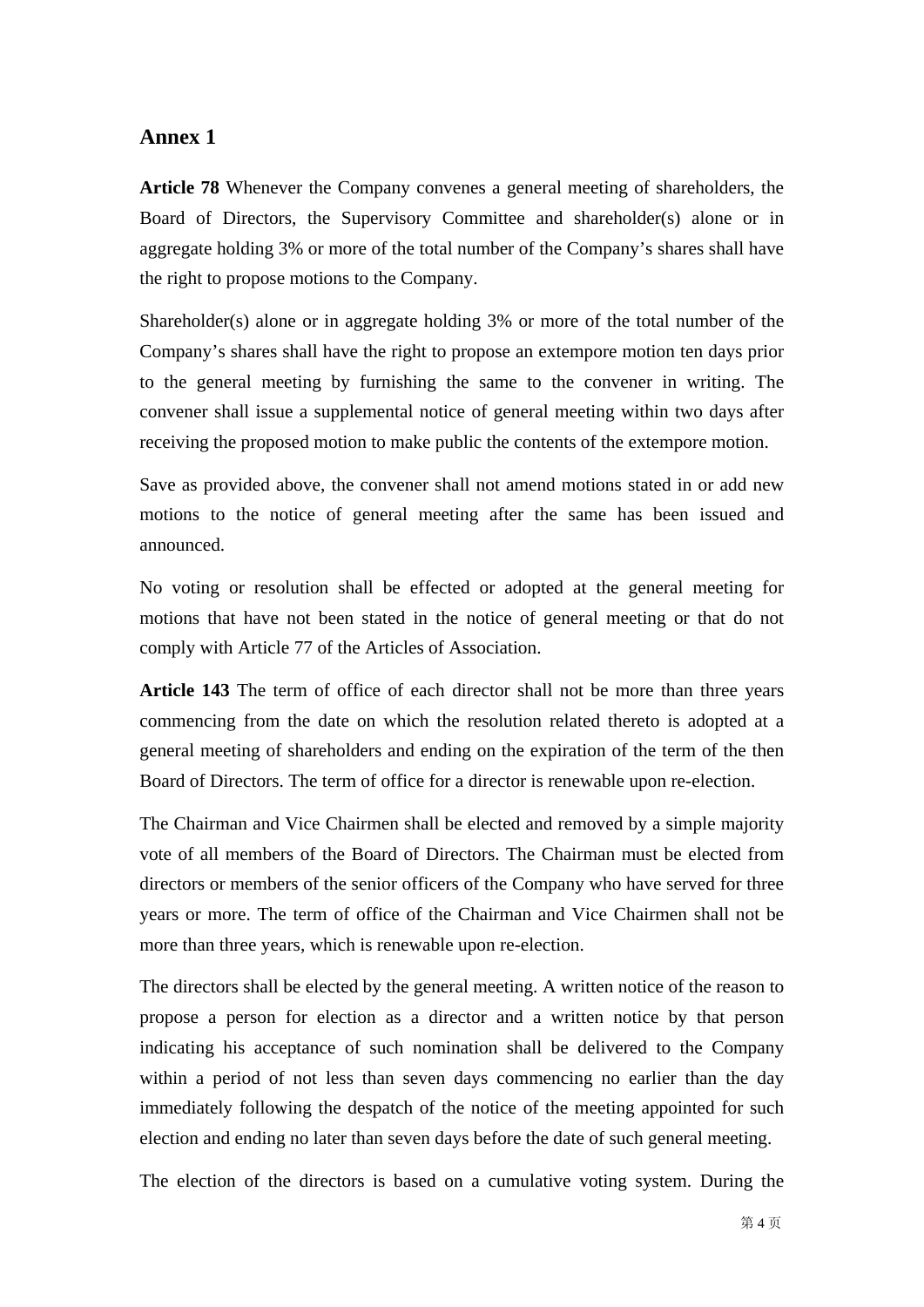## Annex 1

**Article 78** Whenever the Company convenes a general meeting of shareholders, the Board of Directors, the Supervisory Committee and shareholder(s) alone or in aggregate holding 3% or more of the total number of the Company's shares shall have the right to propose motions to the Company.

Shareholder(s) alone or in aggregate holding 3% or more of the total number of the Company's shares shall have the right to propose an extempore motion ten days prior to the general meeting by furnishing the same to the convener in writing. The convener shall issue a supplemental notice of general meeting within two days after receiving the proposed motion to make public the contents of the extempore motion.

Save as provided above, the convener shall not amend motions stated in or add new motions to the notice of general meeting after the same has been issued and announced.

No voting or resolution shall be effected or adopted at the general meeting for motions that have not been stated in the notice of general meeting or that do not comply with Article 77 of the Articles of Association.

**Article 143** The term of office of each director shall not be more than three years commencing from the date on which the resolution related thereto is adopted at a general meeting of shareholders and ending on the expiration of the term of the then Board of Directors. The term of office for a director is renewable upon re-election.

The Chairman and Vice Chairmen shall be elected and removed by a simple majority vote of all members of the Board of Directors. The Chairman must be elected from directors or members of the senior officers of the Company who have served for three years or more. The term of office of the Chairman and Vice Chairmen shall not be more than three years, which is renewable upon re-election.

The directors shall be elected by the general meeting. A written notice of the reason to propose a person for election as a director and a written notice by that person indicating his acceptance of such nomination shall be delivered to the Company within a period of not less than seven days commencing no earlier than the day immediately following the despatch of the notice of the meeting appointed for such election and ending no later than seven days before the date of such general meeting.

The election of the directors is based on a cumulative voting system. During the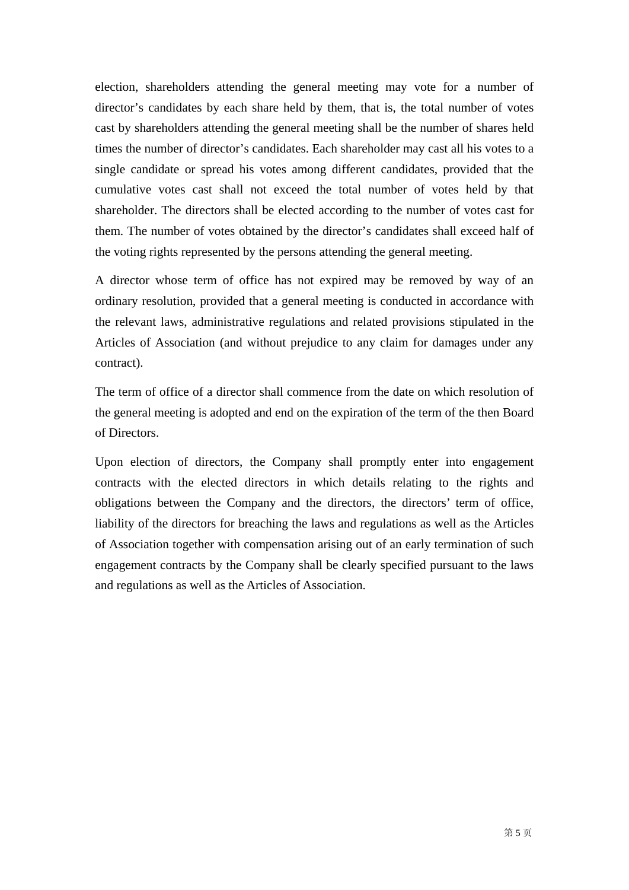election, shareholders attending the general meeting may vote for a number of director's candidates by each share held by them, that is, the total number of votes cast by shareholders attending the general meeting shall be the number of shares held times the number of director's candidates. Each shareholder may cast all his votes to a single candidate or spread his votes among different candidates, provided that the cumulative votes cast shall not exceed the total number of votes held by that shareholder. The directors shall be elected according to the number of votes cast for them. The number of votes obtained by the director's candidates shall exceed half of the voting rights represented by the persons attending the general meeting.

A director whose term of office has not expired may be removed by way of an ordinary resolution, provided that a general meeting is conducted in accordance with the relevant laws, administrative regulations and related provisions stipulated in the Articles of Association (and without prejudice to any claim for damages under any contract).

The term of office of a director shall commence from the date on which resolution of the general meeting is adopted and end on the expiration of the term of the then Board of Directors.

Upon election of directors, the Company shall promptly enter into engagement contracts with the elected directors in which details relating to the rights and obligations between the Company and the directors, the directors' term of office, liability of the directors for breaching the laws and regulations as well as the Articles of Association together with compensation arising out of an early termination of such engagement contracts by the Company shall be clearly specified pursuant to the laws and regulations as well as the Articles of Association.